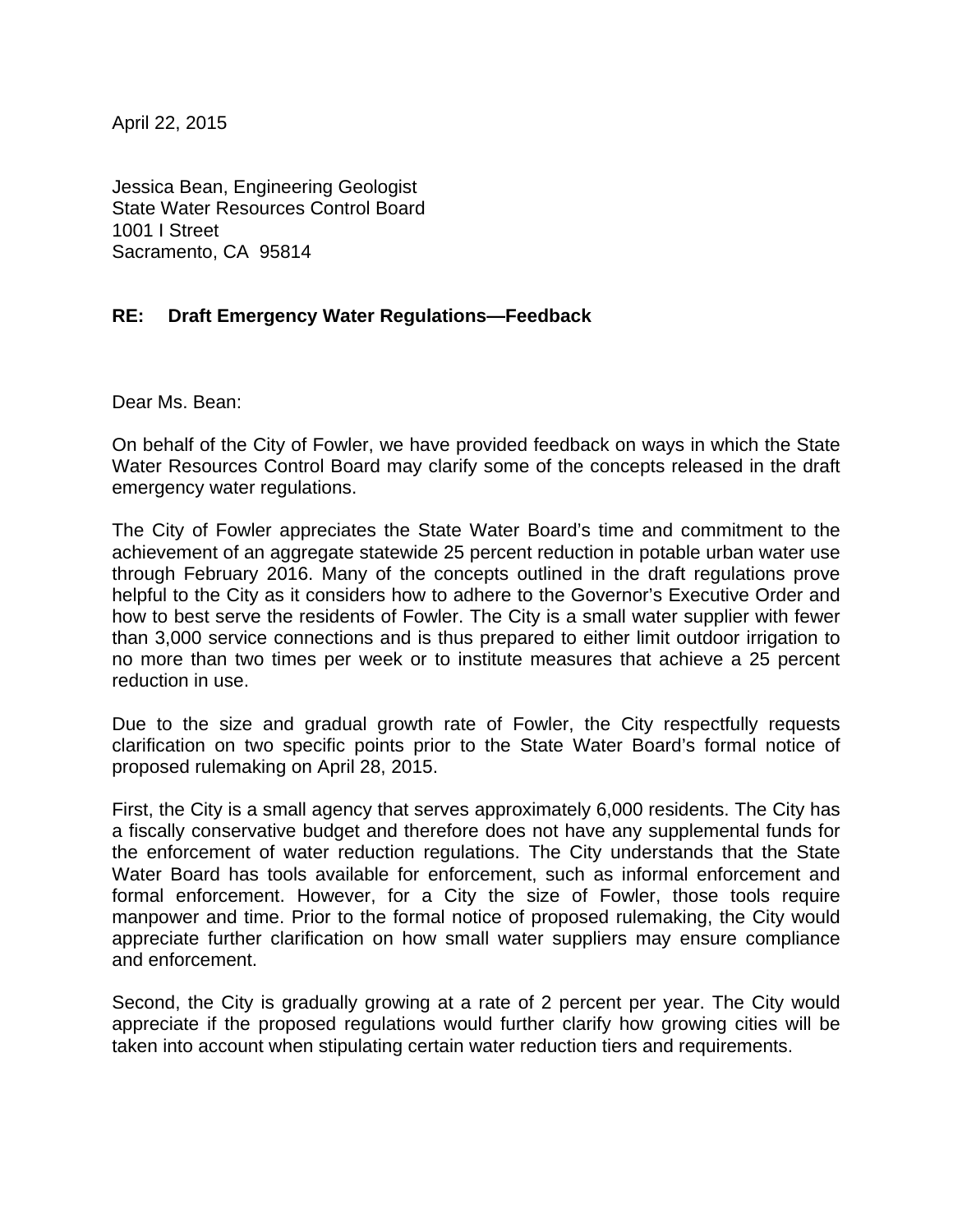April 22, 2015

Jessica Bean, Engineering Geologist
State Water Resources Control Board
1001 I Street
Sacramento, CA 95814

**RE: Draft Emergency Water Regulations—Feedback**

Dear Ms. Bean:

On behalf of the City of Fowler, we have provided feedback on ways in which the State Water Resources Control Board may clarify some of the concepts released in the draft emergency water regulations.

The City of Fowler appreciates the State Water Board's time and commitment to the achievement of an aggregate statewide 25 percent reduction in potable urban water use through February 2016. Many of the concepts outlined in the draft regulations prove helpful to the City as it considers how to adhere to the Governor's Executive Order and how to best serve the residents of Fowler. The City is a small water supplier with fewer than 3,000 service connections and is thus prepared to either limit outdoor irrigation to no more than two times per week or to institute measures that achieve a 25 percent reduction in use.

Due to the size and gradual growth rate of Fowler, the City respectfully requests clarification on two specific points prior to the State Water Board's formal notice of proposed rulemaking on April 28, 2015.

First, the City is a small agency that serves approximately 6,000 residents. The City has a fiscally conservative budget and therefore does not have any supplemental funds for the enforcement of water reduction regulations. The City understands that the State Water Board has tools available for enforcement, such as informal enforcement and formal enforcement. However, for a City the size of Fowler, those tools require manpower and time. Prior to the formal notice of proposed rulemaking, the City would appreciate further clarification on how small water suppliers may ensure compliance and enforcement.

Second, the City is gradually growing at a rate of 2 percent per year. The City would appreciate if the proposed regulations would further clarify how growing cities will be taken into account when stipulating certain water reduction tiers and requirements.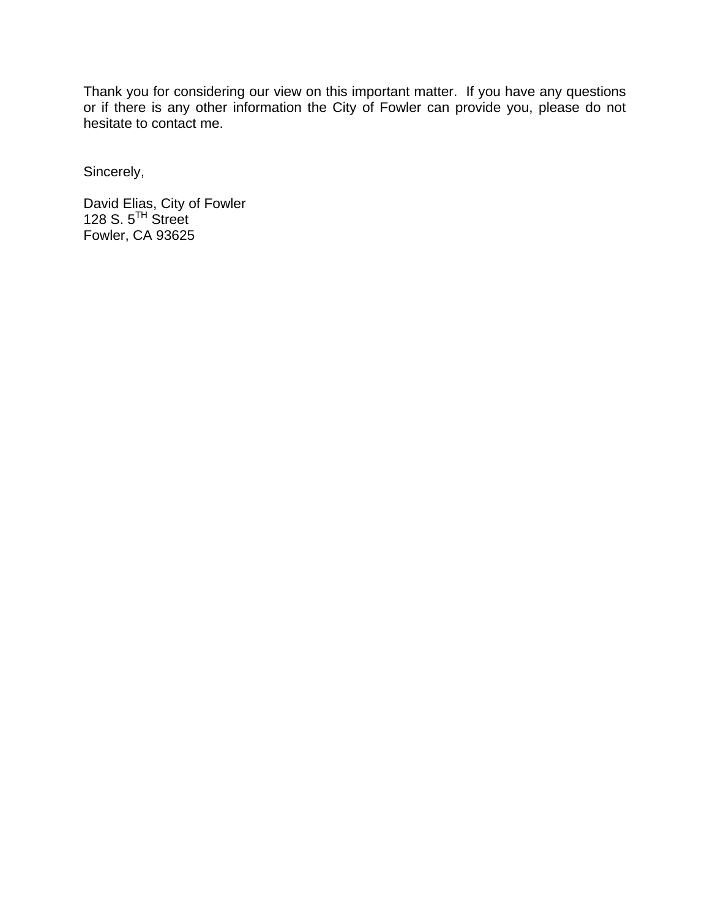Thank you for considering our view on this important matter. If you have any questions or if there is any other information the City of Fowler can provide you, please do not hesitate to contact me.

Sincerely,

David Elias, City of Fowler
128 S. 5TH Street
Fowler, CA 93625